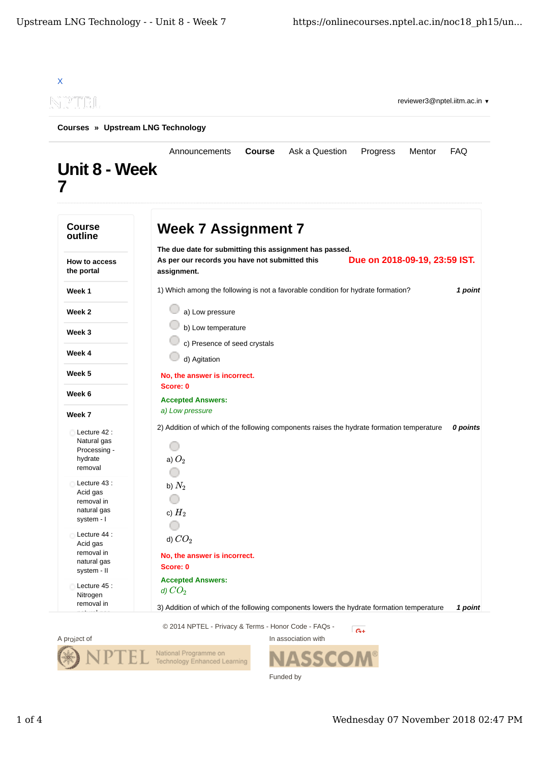X

reviewer3@nptel.iitm.ac.in ▾

**Courses » Upstream LNG Technology**

Announcements **Course** Ask a Question Progress Mentor FAQ

# Unit 8 - Week 7

## Course outline

How to access the portal

Week 1

Week 2

Week 3

Week 4

Week 5

Week 6

Week 7

- Lecture 42 : Natural gas Processing - hydrate removal
- Lecture 43 : Acid gas removal in natural gas system - I
- Lecture 44 : Acid gas removal in natural gas system - II
- Lecture 45 : Nitrogen removal in natural gas

## Week 7 Assignment 7

**The due date for submitting this assignment has passed.**

**As per our records you have not submitted this assignment.**

**Due on 2018-09-19, 23:59 IST.**

1) Which among the following is not a favorable condition for hydrate formation? ***1 point***

- a) Low pressure
- b) Low temperature
- c) Presence of seed crystals
- d) Agitation

**No, the answer is incorrect.**
**Score: 0**

**Accepted Answers:**
*a) Low pressure*

2) Addition of which of the following components raises the hydrate formation temperature ***0 points***

- a) $O_2$
- b) $N_2$
- c) $H_2$
- d) $CO_2$

**No, the answer is incorrect.**
**Score: 0**

**Accepted Answers:**
*d) $CO_2$*

3) Addition of which of the following components lowers the hydrate formation temperature ***1 point***

© 2014 NPTEL - Privacy & Terms - Honor Code - FAQs -

A project of

In association with

Funded by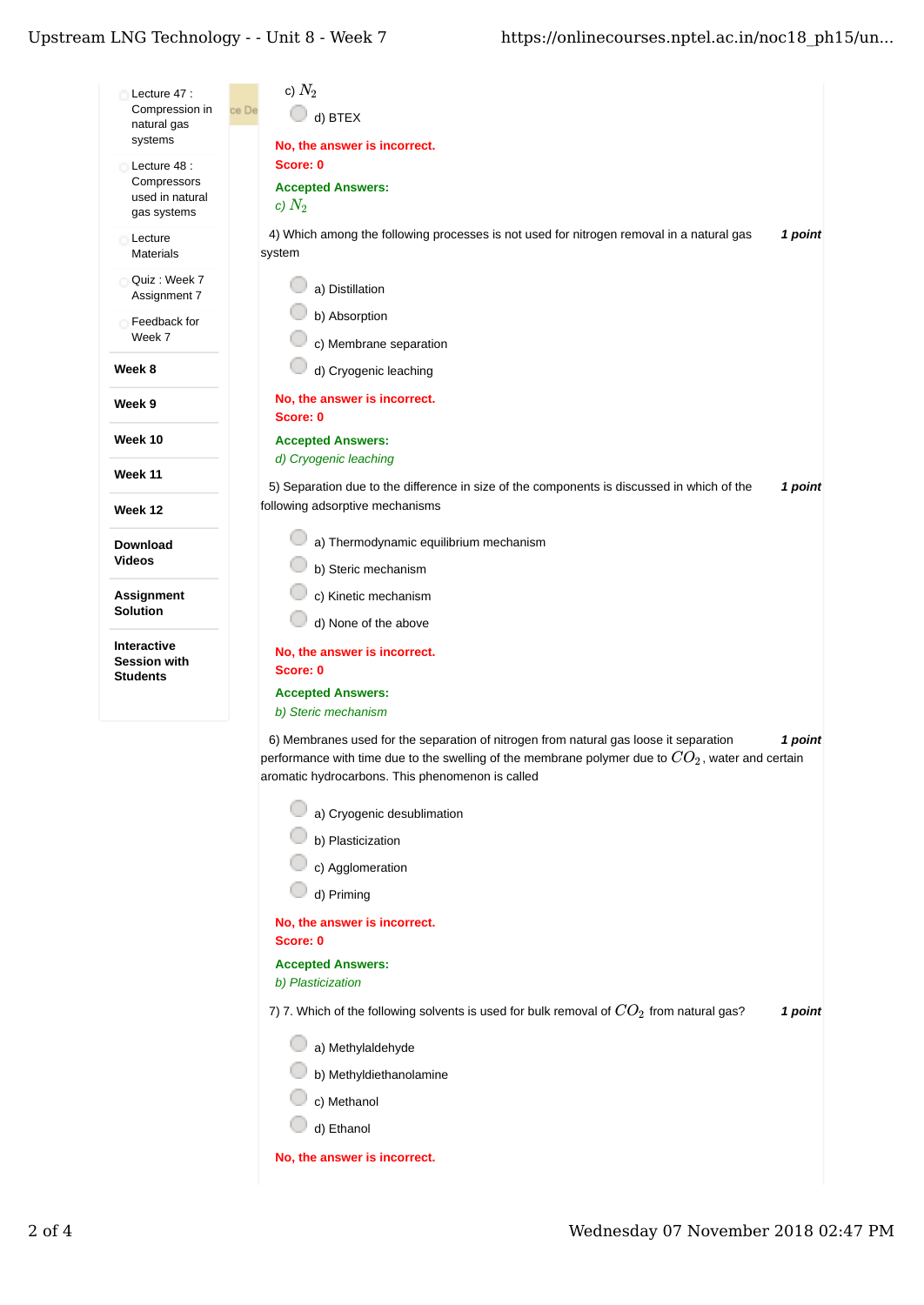- Lecture 47 : Compression in natural gas systems
- Lecture 48 : Compressors used in natural gas systems
- Lecture Materials
- Quiz : Week 7 Assignment 7
- Feedback for Week 7

**Week 8**

**Week 9**

**Week 10**

**Week 11**

**Week 12**

**Download Videos**

**Assignment Solution**

**Interactive Session with Students**

c) $N_2$

d) BTEX

**No, the answer is incorrect.**
**Score: 0**

**Accepted Answers:**
*c) $N_2$*

4) Which among the following processes is not used for nitrogen removal in a natural gas system **_1 point_**

a) Distillation

b) Absorption

c) Membrane separation

d) Cryogenic leaching

**No, the answer is incorrect.**
**Score: 0**

**Accepted Answers:**
*d) Cryogenic leaching*

5) Separation due to the difference in size of the components is discussed in which of the following adsorptive mechanisms **_1 point_**

a) Thermodynamic equilibrium mechanism

b) Steric mechanism

c) Kinetic mechanism

d) None of the above

**No, the answer is incorrect.**
**Score: 0**

**Accepted Answers:**
*b) Steric mechanism*

6) Membranes used for the separation of nitrogen from natural gas loose it separation performance with time due to the swelling of the membrane polymer due to $CO_2$, water and certain aromatic hydrocarbons. This phenomenon is called **_1 point_**

a) Cryogenic desublimation

b) Plasticization

c) Agglomeration

d) Priming

**No, the answer is incorrect.**
**Score: 0**

**Accepted Answers:**
*b) Plasticization*

7) 7. Which of the following solvents is used for bulk removal of $CO_2$ from natural gas? **_1 point_**

a) Methylaldehyde

b) Methyldiethanolamine

c) Methanol

d) Ethanol

**No, the answer is incorrect.**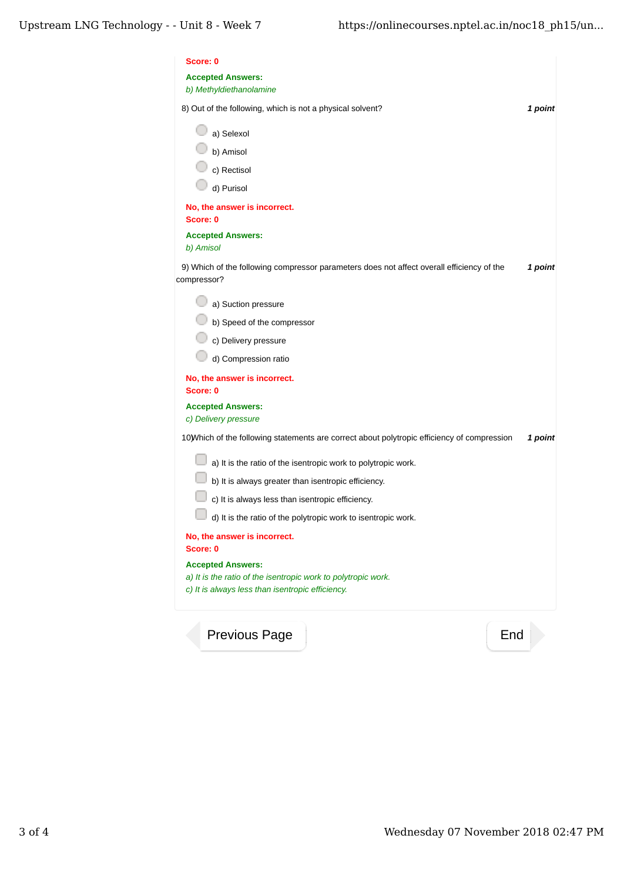Score: 0

**Accepted Answers:**
*b) Methyldiethanolamine*

8) Out of the following, which is not a physical solvent? ***1 point***

- a) Selexol
- b) Amisol
- c) Rectisol
- d) Purisol

**No, the answer is incorrect.**
**Score: 0**

**Accepted Answers:**
*b) Amisol*

9) Which of the following compressor parameters does not affect overall efficiency of the compressor? ***1 point***

- a) Suction pressure
- b) Speed of the compressor
- c) Delivery pressure
- d) Compression ratio

**No, the answer is incorrect.**
**Score: 0**

**Accepted Answers:**
*c) Delivery pressure*

10)Which of the following statements are correct about polytropic efficiency of compression ***1 point***

- a) It is the ratio of the isentropic work to polytropic work.
- b) It is always greater than isentropic efficiency.
- c) It is always less than isentropic efficiency.
- d) It is the ratio of the polytropic work to isentropic work.

**No, the answer is incorrect.**
**Score: 0**

**Accepted Answers:**
*a) It is the ratio of the isentropic work to polytropic work.*
*c) It is always less than isentropic efficiency.*

Previous Page

End